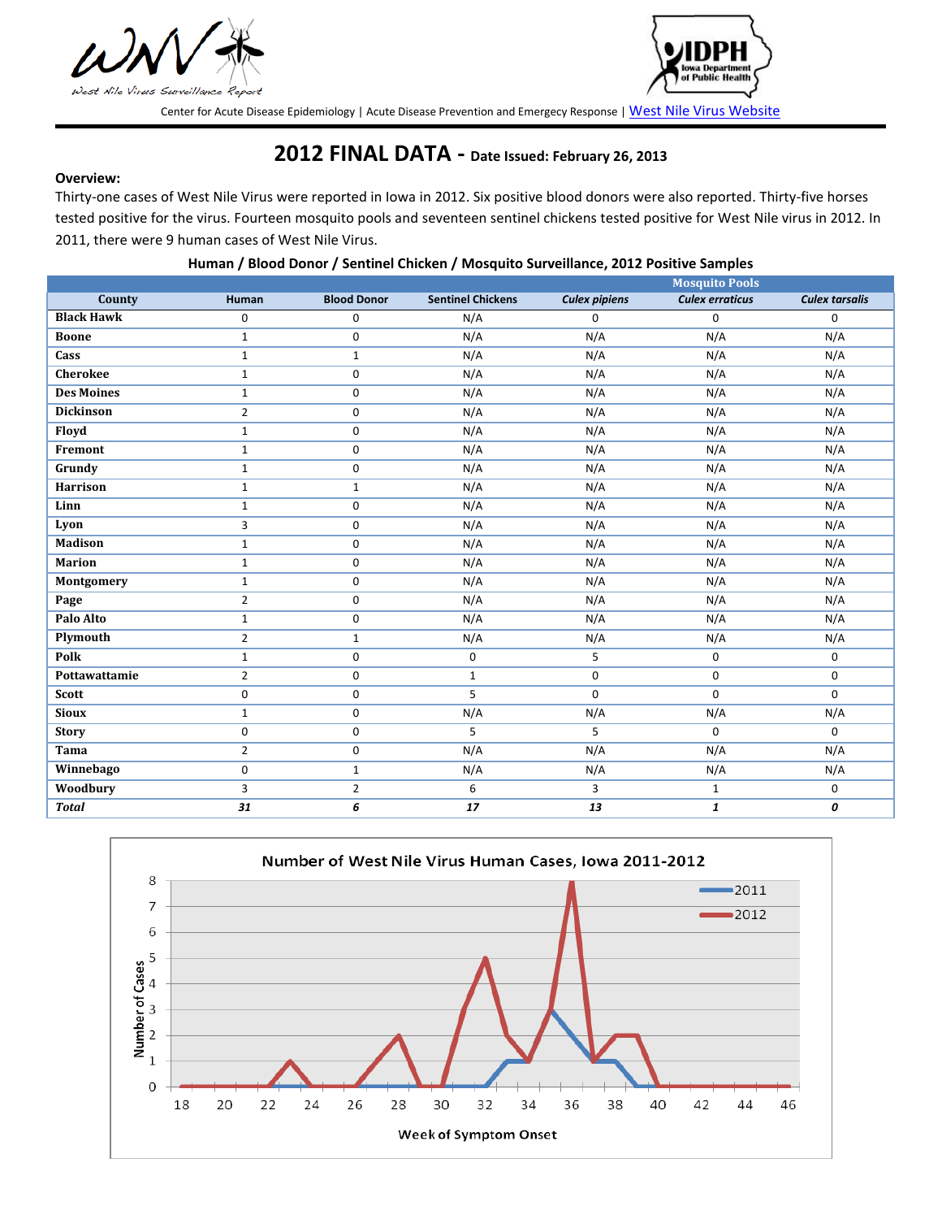WNV West Nile Virus Surveillance Report

Center for Acute Disease Epidemiology | Acute Disease Prevention and Emergecy Response | West Nile Virus Website

# 2012 FINAL DATA - Date Issued: February 26, 2013

**Overview:**

Thirty-one cases of West Nile Virus were reported in Iowa in 2012. Six positive blood donors were also reported. Thirty-five horses tested positive for the virus. Fourteen mosquito pools and seventeen sentinel chickens tested positive for West Nile virus in 2012. In 2011, there were 9 human cases of West Nile Virus.

**Human / Blood Donor / Sentinel Chicken / Mosquito Surveillance, 2012 Positive Samples**

| County | Human | Blood Donor | Sentinel Chickens | Mosquito Pools | | |
|---|---|---|---|---|---|---|
| | | | | *Culex pipiens* | *Culex erraticus* | *Culex tarsalis* |
| **Black Hawk** | 0 | 0 | N/A | 0 | 0 | 0 |
| **Boone** | 1 | 0 | N/A | N/A | N/A | N/A |
| **Cass** | 1 | 1 | N/A | N/A | N/A | N/A |
| **Cherokee** | 1 | 0 | N/A | N/A | N/A | N/A |
| **Des Moines** | 1 | 0 | N/A | N/A | N/A | N/A |
| **Dickinson** | 2 | 0 | N/A | N/A | N/A | N/A |
| **Floyd** | 1 | 0 | N/A | N/A | N/A | N/A |
| **Fremont** | 1 | 0 | N/A | N/A | N/A | N/A |
| **Grundy** | 1 | 0 | N/A | N/A | N/A | N/A |
| **Harrison** | 1 | 1 | N/A | N/A | N/A | N/A |
| **Linn** | 1 | 0 | N/A | N/A | N/A | N/A |
| **Lyon** | 3 | 0 | N/A | N/A | N/A | N/A |
| **Madison** | 1 | 0 | N/A | N/A | N/A | N/A |
| **Marion** | 1 | 0 | N/A | N/A | N/A | N/A |
| **Montgomery** | 1 | 0 | N/A | N/A | N/A | N/A |
| **Page** | 2 | 0 | N/A | N/A | N/A | N/A |
| **Palo Alto** | 1 | 0 | N/A | N/A | N/A | N/A |
| **Plymouth** | 2 | 1 | N/A | N/A | N/A | N/A |
| **Polk** | 1 | 0 | 0 | 5 | 0 | 0 |
| **Pottawattamie** | 2 | 0 | 1 | 0 | 0 | 0 |
| **Scott** | 0 | 0 | 5 | 0 | 0 | 0 |
| **Sioux** | 1 | 0 | N/A | N/A | N/A | N/A |
| **Story** | 0 | 0 | 5 | 5 | 0 | 0 |
| **Tama** | 2 | 0 | N/A | N/A | N/A | N/A |
| **Winnebago** | 0 | 1 | N/A | N/A | N/A | N/A |
| **Woodbury** | 3 | 2 | 6 | 3 | 1 | 0 |
| ***Total*** | ***31*** | ***6*** | ***17*** | ***13*** | ***1*** | ***0*** |

**Number of West Nile Virus Human Cases, Iowa 2011-2012**

| Week of Symptom Onset | 18 | 19 | 20 | 21 | 22 | 23 | 24 | 25 | 26 | 27 | 28 | 29 | 30 | 31 | 32 | 33 | 34 | 35 | 36 | 37 | 38 | 39 | 40 | 41–46 |
|---|---|---|---|---|---|---|---|---|---|---|---|---|---|---|---|---|---|---|---|---|---|---|---|---|
| 2011 | 0 | 0 | 0 | 0 | 0 | 0 | 0 | 0 | 0 | 0 | 0 | 0 | 0 | 0 | 0 | 1 | 1 | 3 | 2 | 1 | 1 | 0 | 0 | 0 |
| 2012 | 0 | 0 | 0 | 0 | 0 | 1 | 0 | 0 | 0 | 1 | 2 | 0 | 0 | 3 | 5 | 2 | 1 | 3 | 8 | 1 | 2 | 2 | 0 | 0 |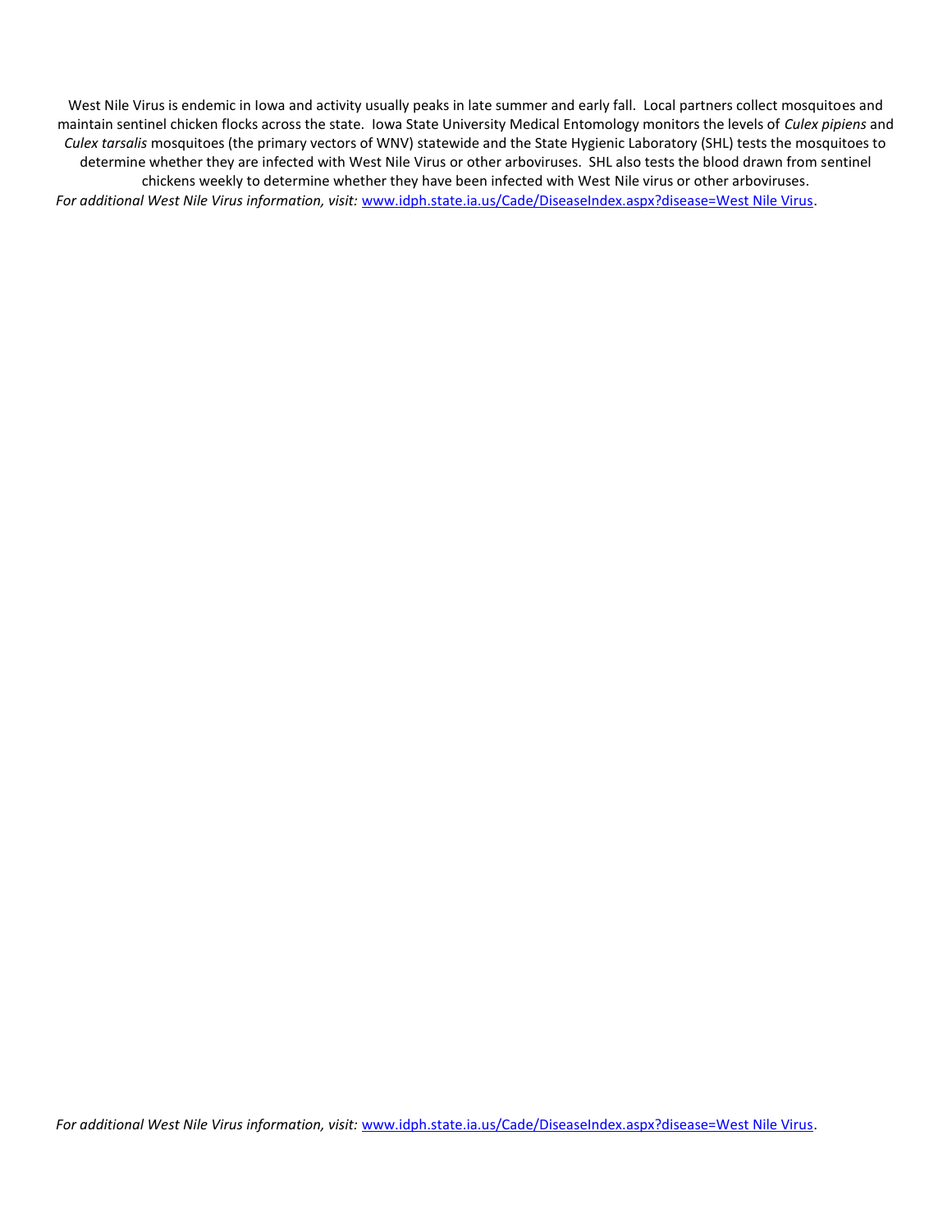West Nile Virus is endemic in Iowa and activity usually peaks in late summer and early fall. Local partners collect mosquitoes and maintain sentinel chicken flocks across the state. Iowa State University Medical Entomology monitors the levels of *Culex pipiens* and *Culex tarsalis* mosquitoes (the primary vectors of WNV) statewide and the State Hygienic Laboratory (SHL) tests the mosquitoes to determine whether they are infected with West Nile Virus or other arboviruses. SHL also tests the blood drawn from sentinel chickens weekly to determine whether they have been infected with West Nile virus or other arboviruses.

*For additional West Nile Virus information, visit:* [www.idph.state.ia.us/Cade/DiseaseIndex.aspx?disease=West Nile Virus](www.idph.state.ia.us/Cade/DiseaseIndex.aspx?disease=West Nile Virus).

*For additional West Nile Virus information, visit:* [www.idph.state.ia.us/Cade/DiseaseIndex.aspx?disease=West Nile Virus](www.idph.state.ia.us/Cade/DiseaseIndex.aspx?disease=West Nile Virus).